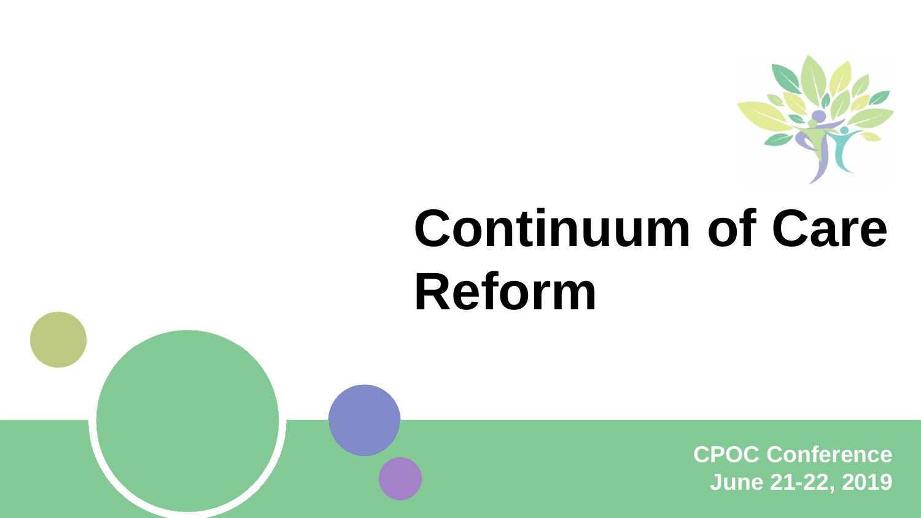# Continuum of Care Reform

**CPOC Conference**
**June 21-22, 2019**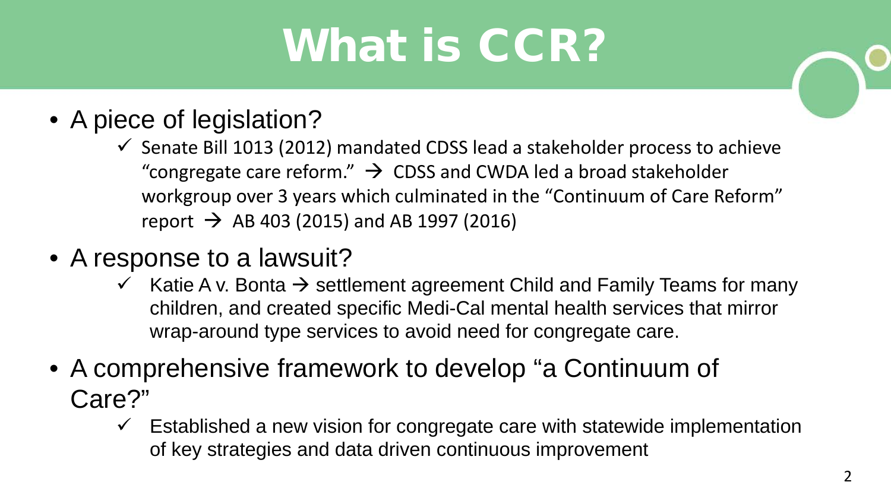# What is CCR?

- A piece of legislation?
  - ✓ Senate Bill 1013 (2012) mandated CDSS lead a stakeholder process to achieve "congregate care reform." → CDSS and CWDA led a broad stakeholder workgroup over 3 years which culminated in the "Continuum of Care Reform" report → AB 403 (2015) and AB 1997 (2016)
- A response to a lawsuit?
  - ✓ Katie A v. Bonta → settlement agreement Child and Family Teams for many children, and created specific Medi-Cal mental health services that mirror wrap-around type services to avoid need for congregate care.
- A comprehensive framework to develop "a Continuum of Care?"
  - ✓ Established a new vision for congregate care with statewide implementation of key strategies and data driven continuous improvement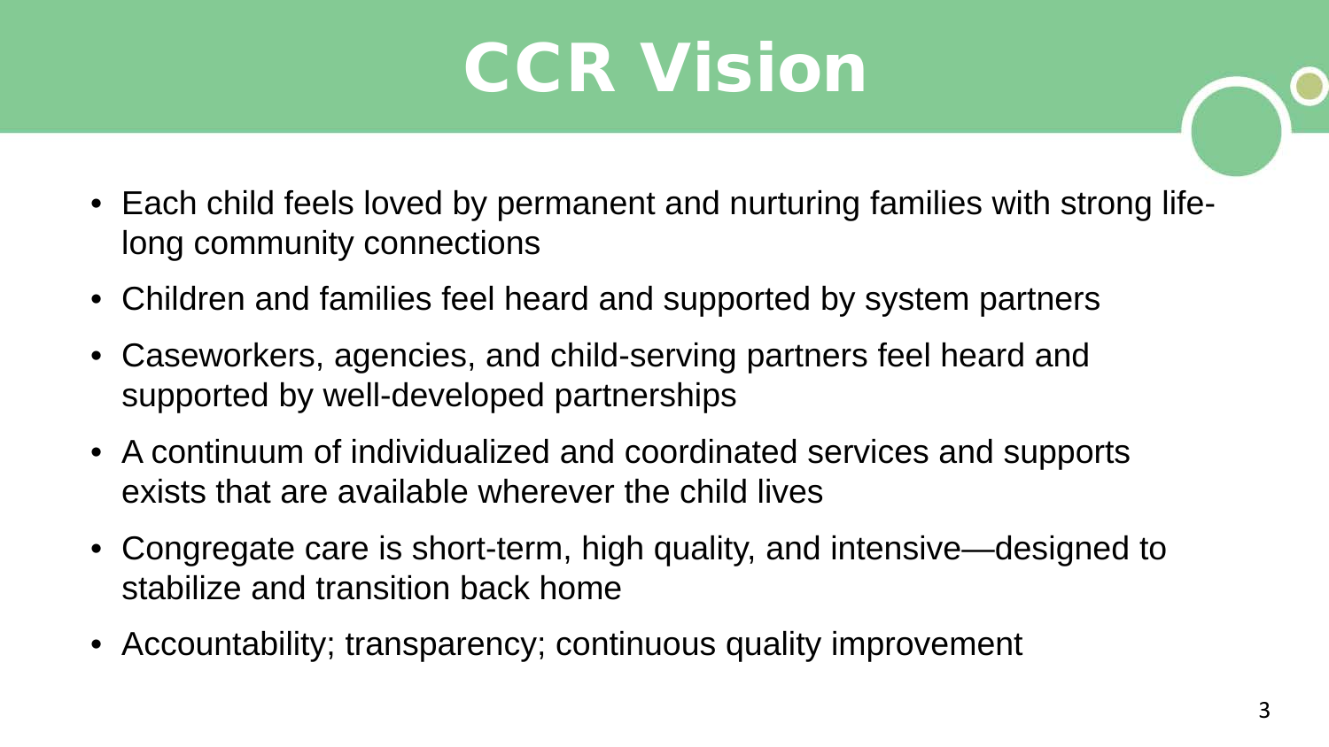# CCR Vision

- Each child feels loved by permanent and nurturing families with strong life-long community connections
- Children and families feel heard and supported by system partners
- Caseworkers, agencies, and child-serving partners feel heard and supported by well-developed partnerships
- A continuum of individualized and coordinated services and supports exists that are available wherever the child lives
- Congregate care is short-term, high quality, and intensive—designed to stabilize and transition back home
- Accountability; transparency; continuous quality improvement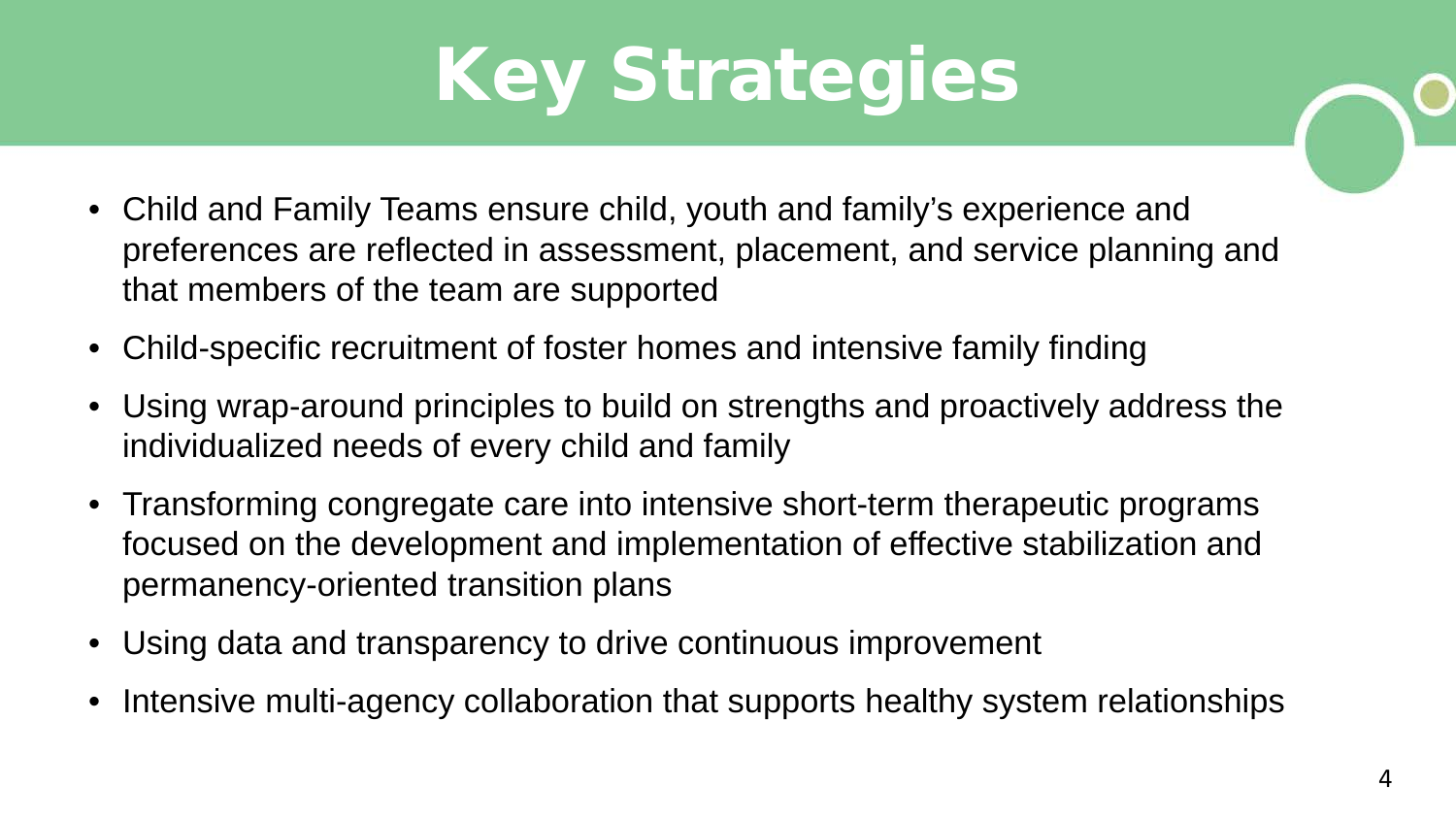# Key Strategies

- Child and Family Teams ensure child, youth and family's experience and preferences are reflected in assessment, placement, and service planning and that members of the team are supported
- Child-specific recruitment of foster homes and intensive family finding
- Using wrap-around principles to build on strengths and proactively address the individualized needs of every child and family
- Transforming congregate care into intensive short-term therapeutic programs focused on the development and implementation of effective stabilization and permanency-oriented transition plans
- Using data and transparency to drive continuous improvement
- Intensive multi-agency collaboration that supports healthy system relationships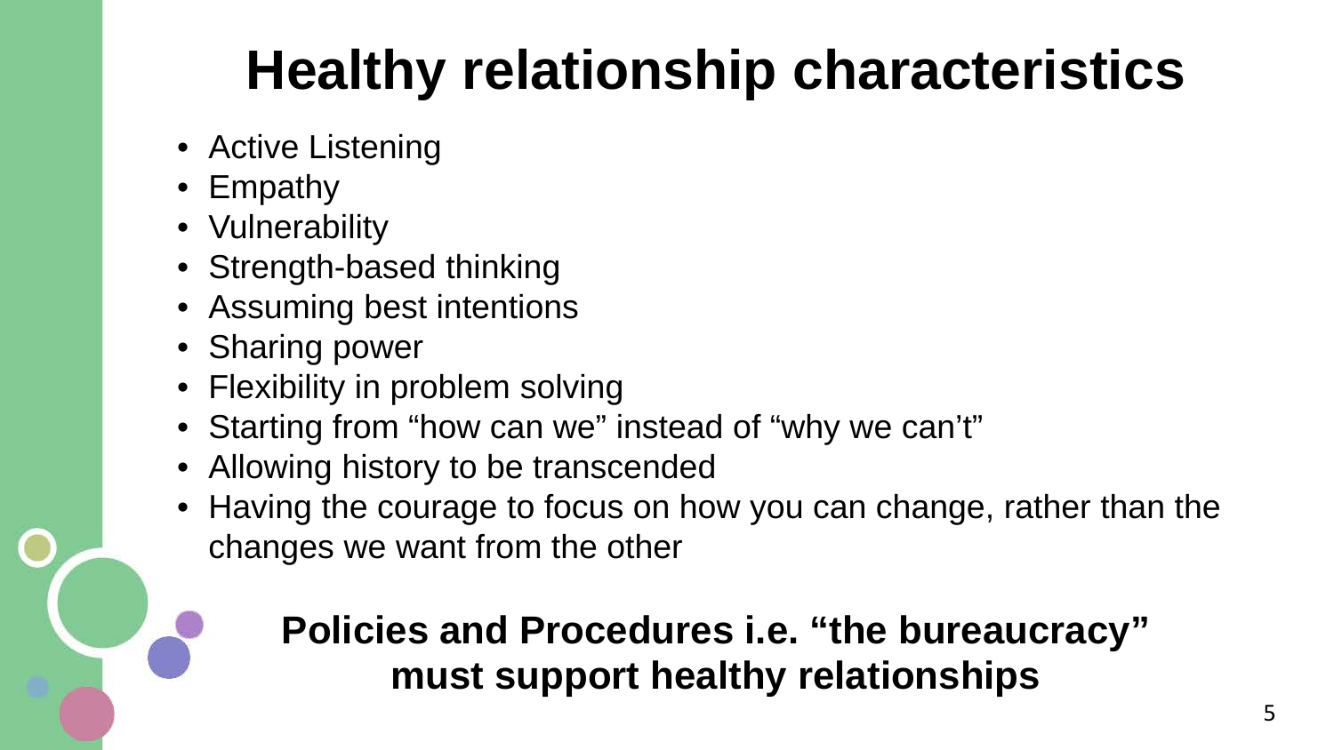# Healthy relationship characteristics

- Active Listening
- Empathy
- Vulnerability
- Strength-based thinking
- Assuming best intentions
- Sharing power
- Flexibility in problem solving
- Starting from "how can we" instead of "why we can't"
- Allowing history to be transcended
- Having the courage to focus on how you can change, rather than the changes we want from the other

**Policies and Procedures i.e. "the bureaucracy" must support healthy relationships**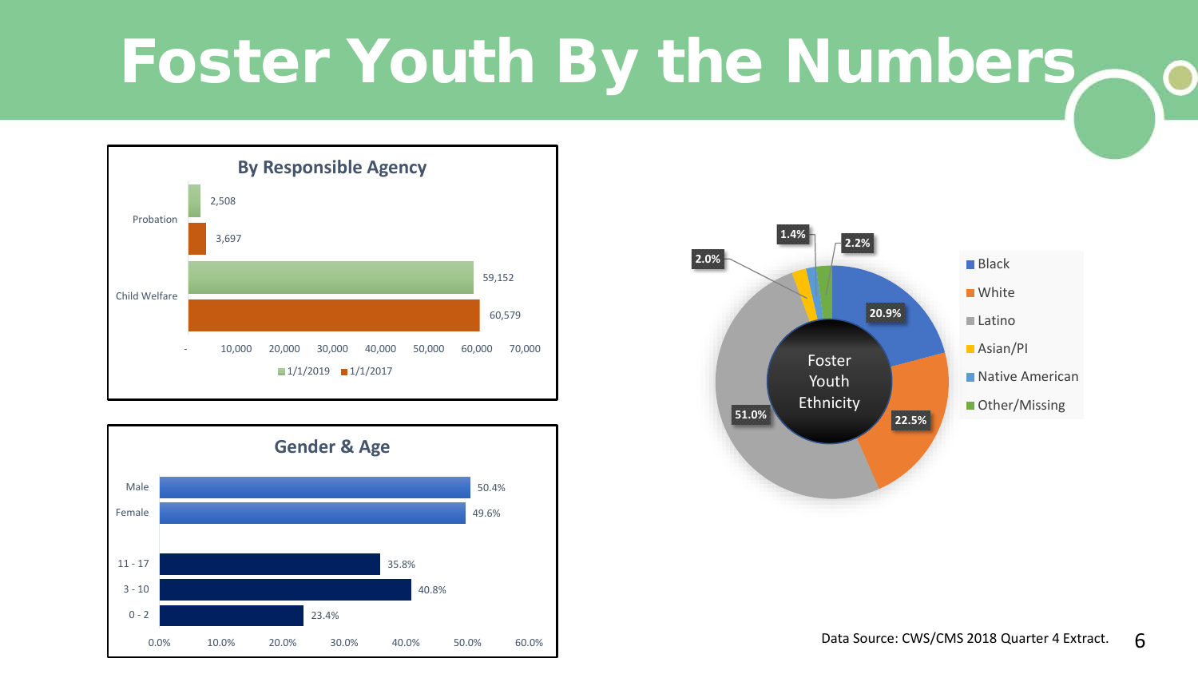# Foster Youth By the Numbers

## By Responsible Agency

| | 1/1/2019 | 1/1/2017 |
|---|---|---|
| Probation | 2,508 | 3,697 |
| Child Welfare | 59,152 | 60,579 |

## Gender & Age

| Category | Percent |
|---|---|
| Male | 50.4% |
| Female | 49.6% |
| 11 - 17 | 35.8% |
| 3 - 10 | 40.8% |
| 0 - 2 | 23.4% |

## Foster Youth Ethnicity

| Ethnicity | Percent |
|---|---|
| Black | 20.9% |
| White | 22.5% |
| Latino | 51.0% |
| Asian/PI | 2.0% |
| Native American | 1.4% |
| Other/Missing | 2.2% |

Data Source: CWS/CMS 2018 Quarter 4 Extract.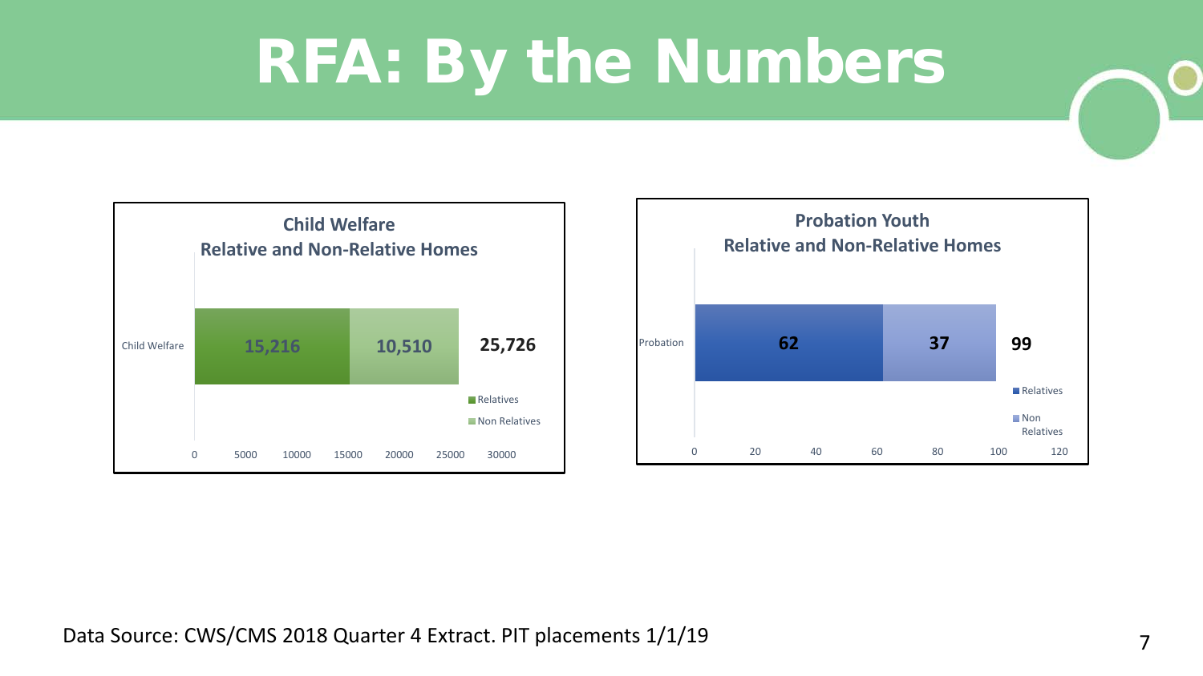# RFA: By the Numbers

**Child Welfare**
**Relative and Non-Relative Homes**

| | Relatives | Non Relatives | Total |
|---|---|---|---|
| Child Welfare | 15,216 | 10,510 | 25,726 |

**Probation Youth**
**Relative and Non-Relative Homes**

| | Relatives | Non Relatives | Total |
|---|---|---|---|
| Probation | 62 | 37 | 99 |

Data Source: CWS/CMS 2018 Quarter 4 Extract. PIT placements 1/1/19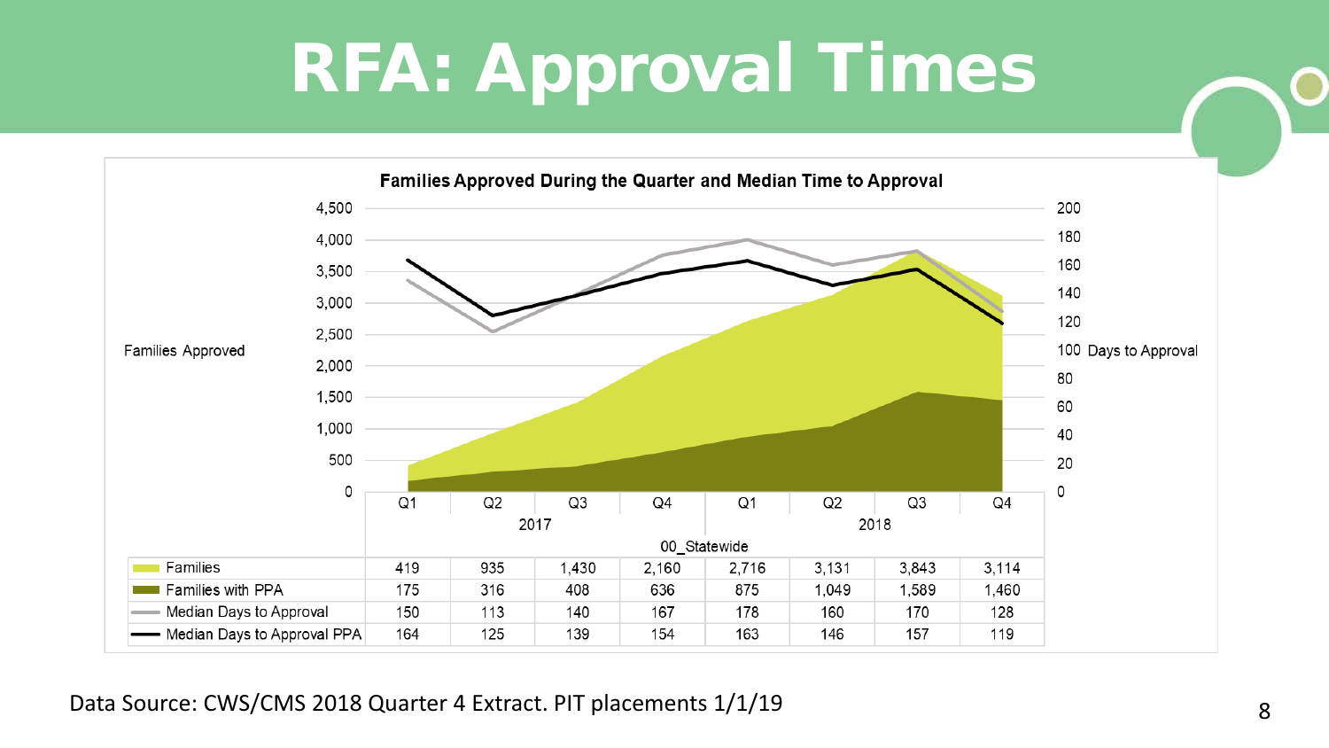# RFA: Approval Times

**Families Approved During the Quarter and Median Time to Approval**

| | 2017 | | | | 2018 | | | |
|---|---|---|---|---|---|---|---|---|
| | Q1 | Q2 | Q3 | Q4 | Q1 | Q2 | Q3 | Q4 |
| 00_Statewide | | | | | | | | |
| Families | 419 | 935 | 1,430 | 2,160 | 2,716 | 3,131 | 3,843 | 3,114 |
| Families with PPA | 175 | 316 | 408 | 636 | 875 | 1,049 | 1,589 | 1,460 |
| Median Days to Approval | 150 | 113 | 140 | 167 | 178 | 160 | 170 | 128 |
| Median Days to Approval PPA | 164 | 125 | 139 | 154 | 163 | 146 | 157 | 119 |

Data Source: CWS/CMS 2018 Quarter 4 Extract. PIT placements 1/1/19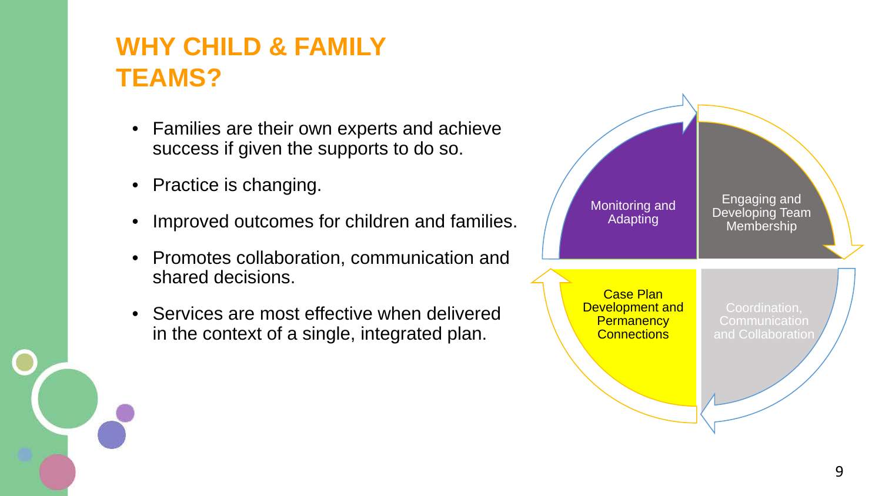# WHY CHILD & FAMILY TEAMS?

- Families are their own experts and achieve success if given the supports to do so.
- Practice is changing.
- Improved outcomes for children and families.
- Promotes collaboration, communication and shared decisions.
- Services are most effective when delivered in the context of a single, integrated plan.

Engaging and Developing Team Membership

Coordination, Communication and Collaboration

Case Plan Development and Permanency Connections

Monitoring and Adapting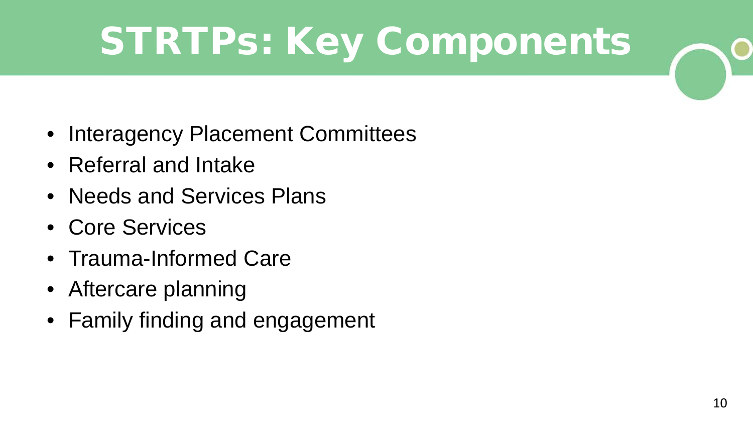# STRTPs: Key Components

- Interagency Placement Committees
- Referral and Intake
- Needs and Services Plans
- Core Services
- Trauma-Informed Care
- Aftercare planning
- Family finding and engagement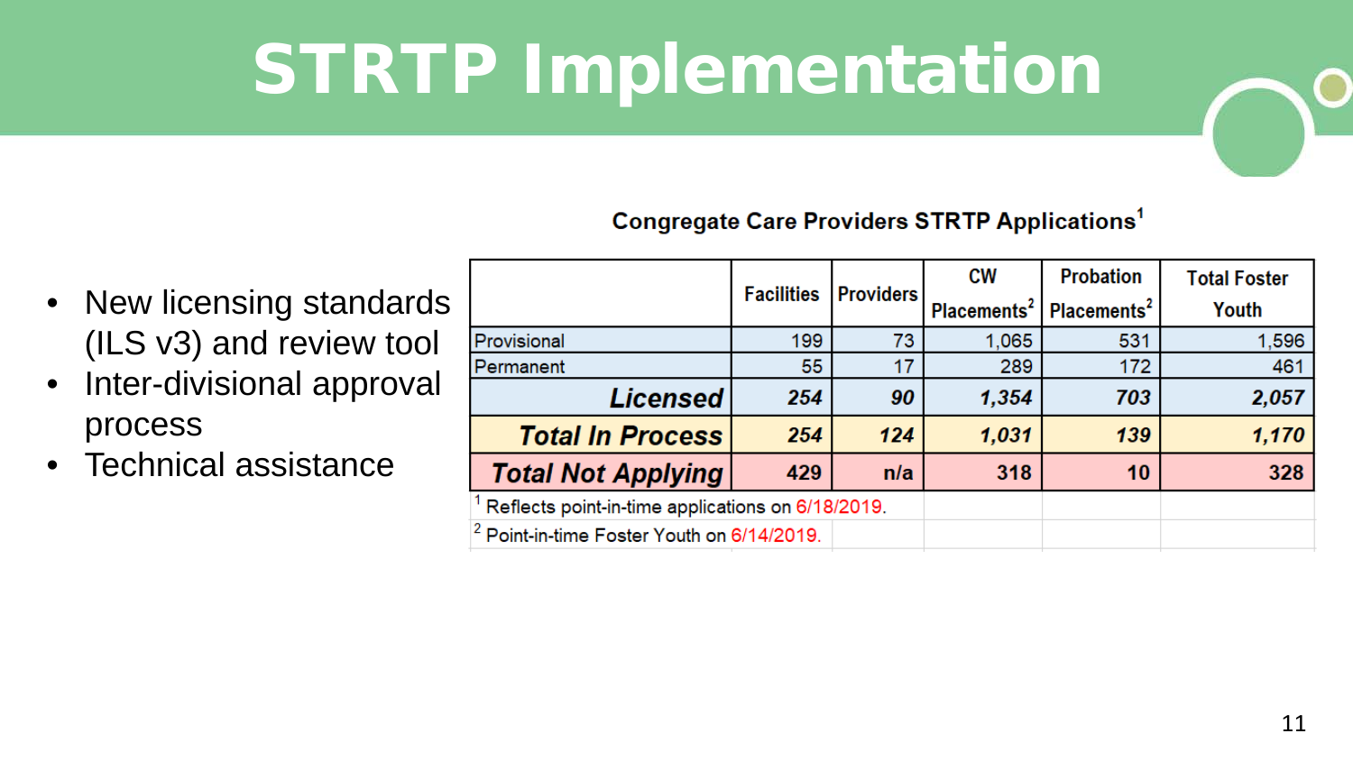# STRTP Implementation

- New licensing standards (ILS v3) and review tool
- Inter-divisional approval process
- Technical assistance

**Congregate Care Providers STRTP Applications[1]**

| | Facilities | Providers | CW Placements[2] | Probation Placements[2] | Total Foster Youth |
|---|---|---|---|---|---|
| Provisional | 199 | 73 | 1,065 | 531 | 1,596 |
| Permanent | 55 | 17 | 289 | 172 | 461 |
| ***Licensed*** | ***254*** | ***90*** | ***1,354*** | ***703*** | ***2,057*** |
| ***Total In Process*** | ***254*** | ***124*** | ***1,031*** | ***139*** | ***1,170*** |
| ***Total Not Applying*** | **429** | **n/a** | **318** | **10** | **328** |

[1] Reflects point-in-time applications on 6/18/2019.

[2] Point-in-time Foster Youth on 6/14/2019.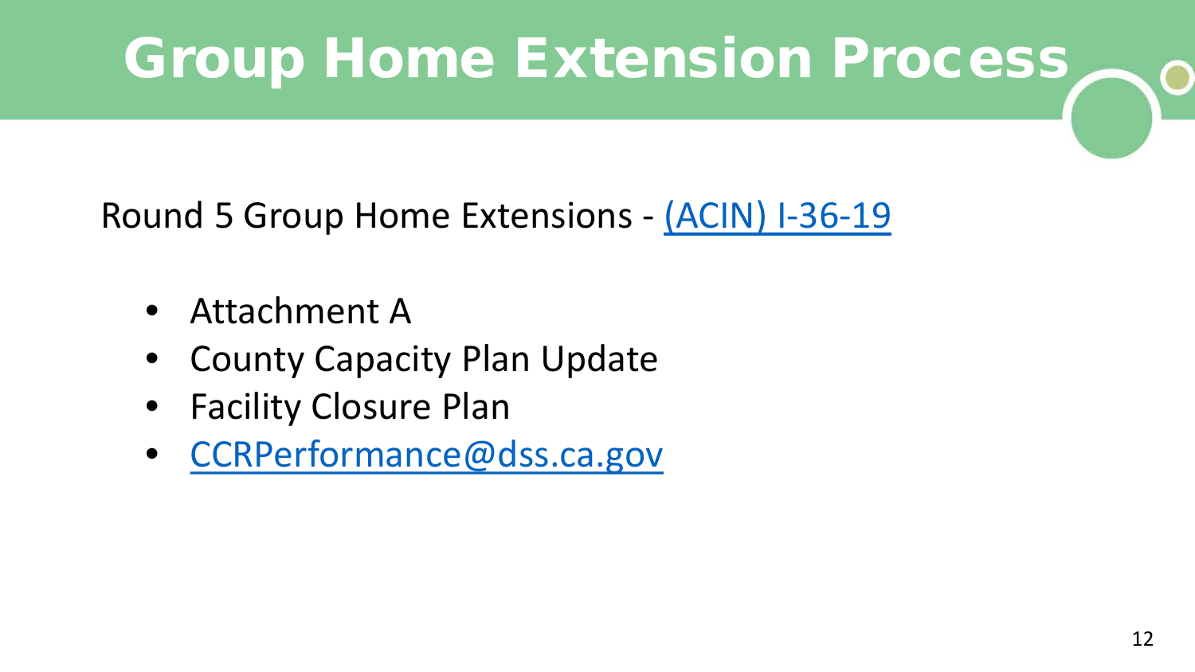# Group Home Extension Process

Round 5 Group Home Extensions - (ACIN) I-36-19

- Attachment A
- County Capacity Plan Update
- Facility Closure Plan
- CCRPerformance@dss.ca.gov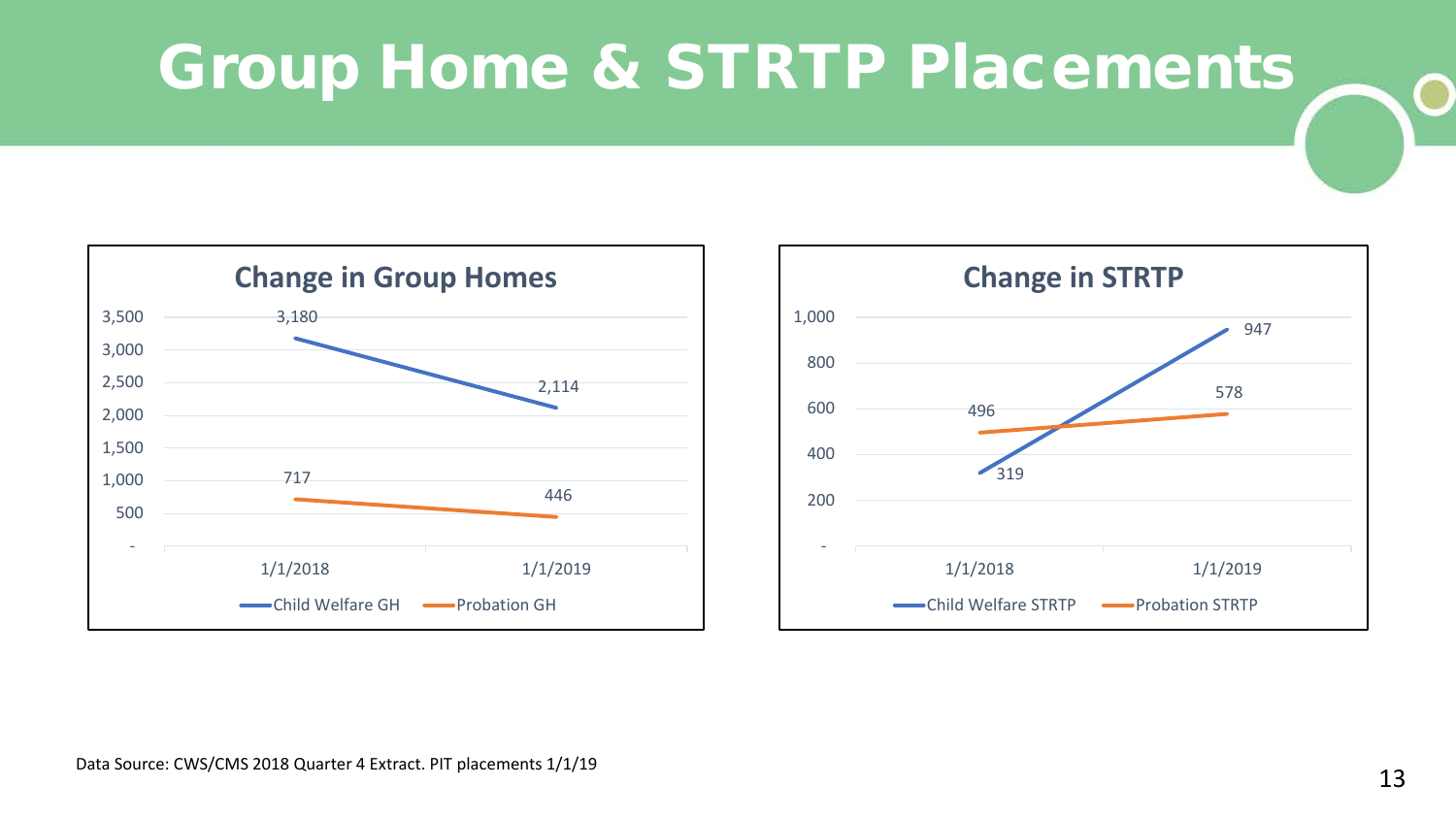# Group Home & STRTP Placements

## Change in Group Homes

| | 1/1/2018 | 1/1/2019 |
|---|---|---|
| Child Welfare GH | 3,180 | 2,114 |
| Probation GH | 717 | 446 |

## Change in STRTP

| | 1/1/2018 | 1/1/2019 |
|---|---|---|
| Child Welfare STRTP | 319 | 947 |
| Probation STRTP | 496 | 578 |

Data Source: CWS/CMS 2018 Quarter 4 Extract. PIT placements 1/1/19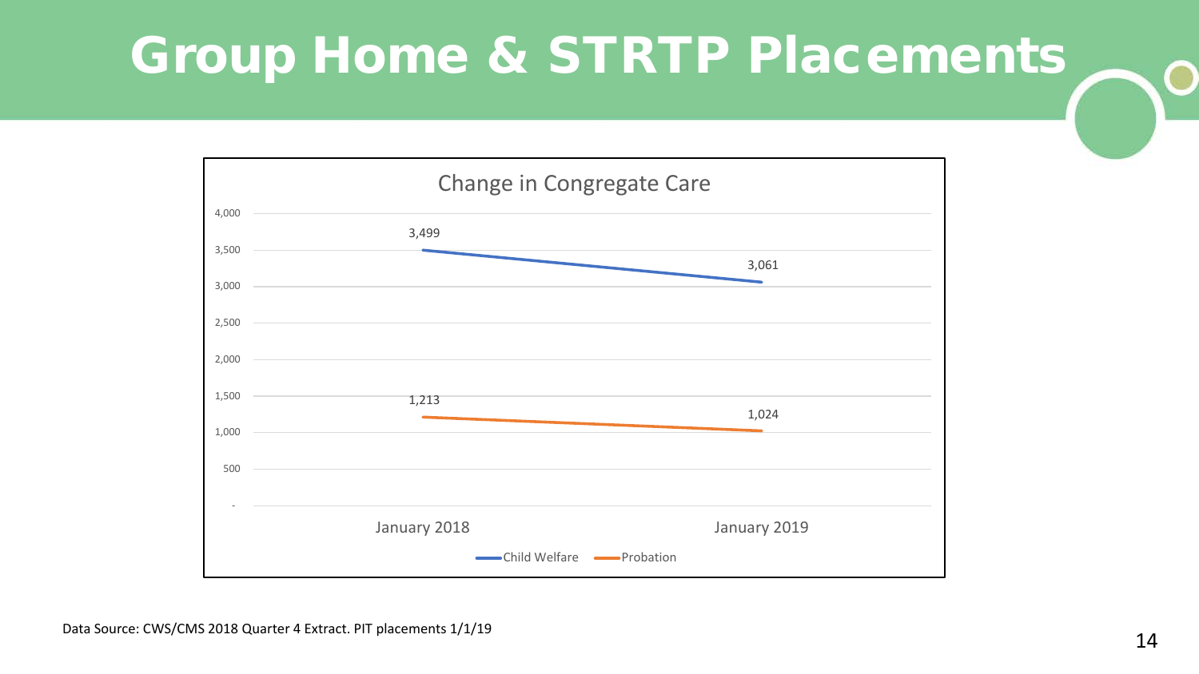# Group Home & STRTP Placements

**Change in Congregate Care**

| | January 2018 | January 2019 |
|---|---|---|
| Child Welfare | 3,499 | 3,061 |
| Probation | 1,213 | 1,024 |

Data Source: CWS/CMS 2018 Quarter 4 Extract. PIT placements 1/1/19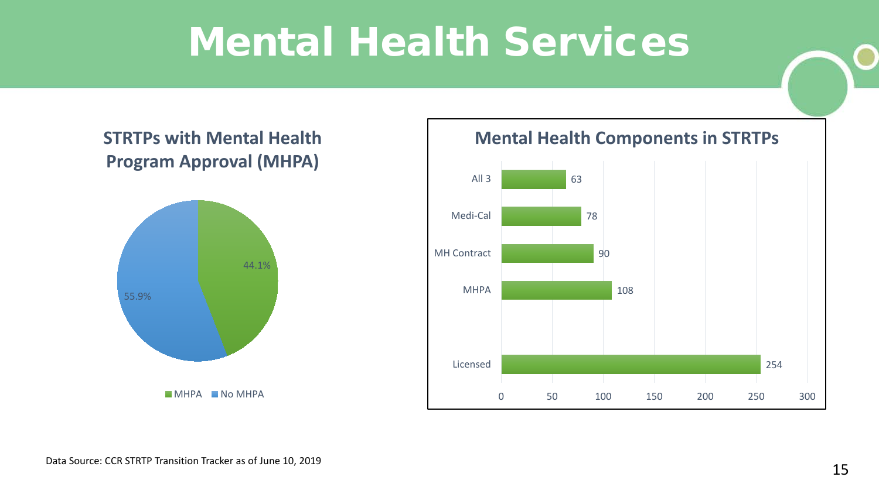# Mental Health Services

## STRTPs with Mental Health Program Approval (MHPA)

| Category | Percentage |
| --- | --- |
| MHPA | 44.1% |
| No MHPA | 55.9% |

## Mental Health Components in STRTPs

| Component | Count |
| --- | --- |
| All 3 | 63 |
| Medi-Cal | 78 |
| MH Contract | 90 |
| MHPA | 108 |
| Licensed | 254 |

Data Source: CCR STRTP Transition Tracker as of June 10, 2019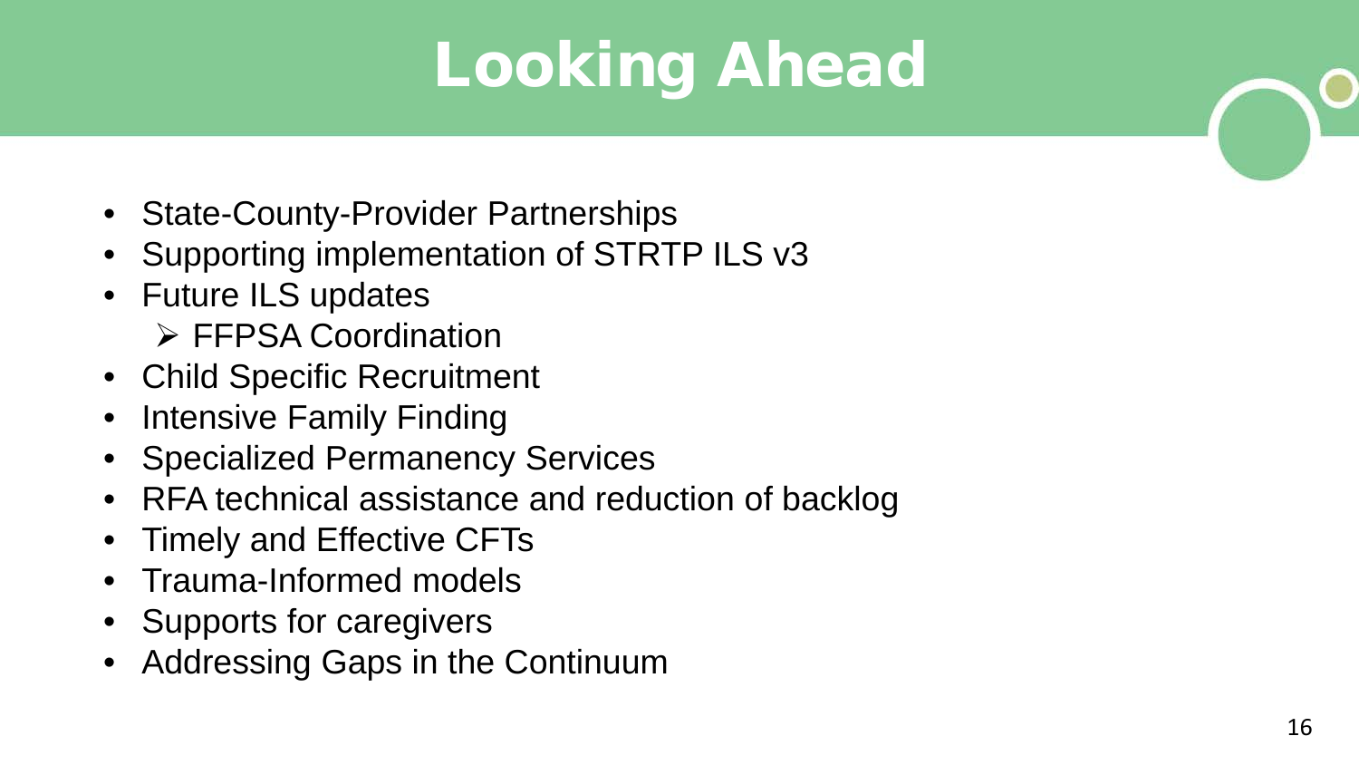# Looking Ahead

- State-County-Provider Partnerships
- Supporting implementation of STRTP ILS v3
- Future ILS updates
  - FFPSA Coordination
- Child Specific Recruitment
- Intensive Family Finding
- Specialized Permanency Services
- RFA technical assistance and reduction of backlog
- Timely and Effective CFTs
- Trauma-Informed models
- Supports for caregivers
- Addressing Gaps in the Continuum